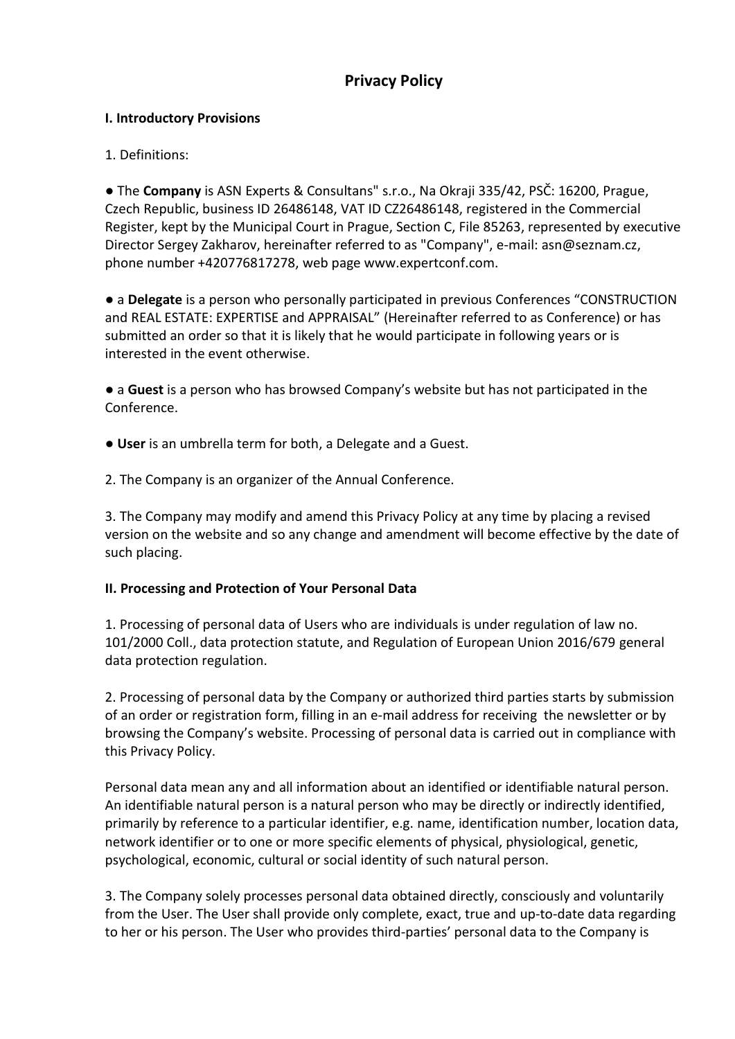# Privacy Policy

## I. Introductory Provisions

1. Definitions:

● The **Company** is ASN Experts & Consultans" s.r.o., Na Okraji 335/42, PSČ: 16200, Prague, Czech Republic, business ID 26486148, VAT ID CZ26486148, registered in the Commercial Register, kept by the Municipal Court in Prague, Section C, File 85263, represented by executive Director Sergey Zakharov, hereinafter referred to as "Company", e-mail: asn@seznam.cz, phone number +420776817278, web page www.expertconf.com.

● a **Delegate** is a person who personally participated in previous Conferences "CONSTRUCTION and REAL ESTATE: EXPERTISE and APPRAISAL" (Hereinafter referred to as Conference) or has submitted an order so that it is likely that he would participate in following years or is interested in the event otherwise.

● a **Guest** is a person who has browsed Company's website but has not participated in the Conference.

● **User** is an umbrella term for both, a Delegate and a Guest.

2. The Company is an organizer of the Annual Conference.

3. The Company may modify and amend this Privacy Policy at any time by placing a revised version on the website and so any change and amendment will become effective by the date of such placing.

## II. Processing and Protection of Your Personal Data

1. Processing of personal data of Users who are individuals is under regulation of law no. 101/2000 Coll., data protection statute, and Regulation of European Union 2016/679 general data protection regulation.

2. Processing of personal data by the Company or authorized third parties starts by submission of an order or registration form, filling in an e-mail address for receiving the newsletter or by browsing the Company's website. Processing of personal data is carried out in compliance with this Privacy Policy.

Personal data mean any and all information about an identified or identifiable natural person. An identifiable natural person is a natural person who may be directly or indirectly identified, primarily by reference to a particular identifier, e.g. name, identification number, location data, network identifier or to one or more specific elements of physical, physiological, genetic, psychological, economic, cultural or social identity of such natural person.

3. The Company solely processes personal data obtained directly, consciously and voluntarily from the User. The User shall provide only complete, exact, true and up-to-date data regarding to her or his person. The User who provides third-parties' personal data to the Company is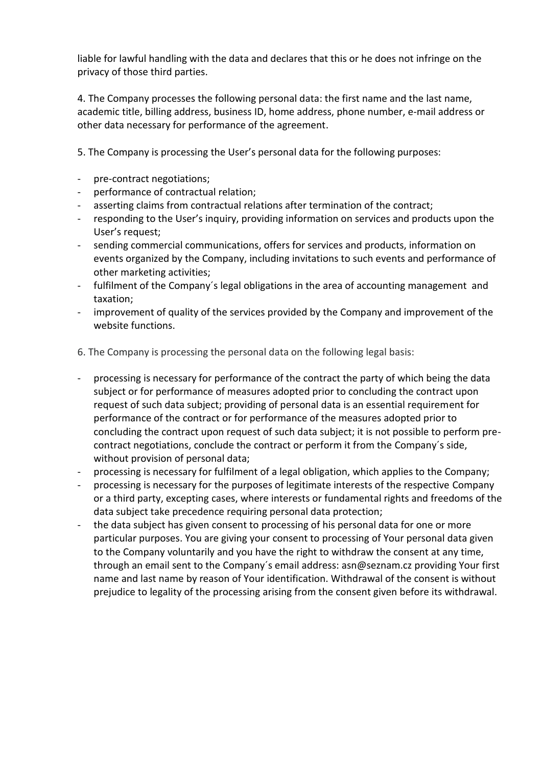liable for lawful handling with the data and declares that this or he does not infringe on the privacy of those third parties.

4. The Company processes the following personal data: the first name and the last name, academic title, billing address, business ID, home address, phone number, e-mail address or other data necessary for performance of the agreement.

5. The Company is processing the User's personal data for the following purposes:

- pre-contract negotiations;
- performance of contractual relation;
- asserting claims from contractual relations after termination of the contract;
- responding to the User's inquiry, providing information on services and products upon the User's request;
- sending commercial communications, offers for services and products, information on events organized by the Company, including invitations to such events and performance of other marketing activities;
- fulfilment of the Company´s legal obligations in the area of accounting management and taxation;
- improvement of quality of the services provided by the Company and improvement of the website functions.

6. The Company is processing the personal data on the following legal basis:

- processing is necessary for performance of the contract the party of which being the data subject or for performance of measures adopted prior to concluding the contract upon request of such data subject; providing of personal data is an essential requirement for performance of the contract or for performance of the measures adopted prior to concluding the contract upon request of such data subject; it is not possible to perform pre-contract negotiations, conclude the contract or perform it from the Company´s side, without provision of personal data;
- processing is necessary for fulfilment of a legal obligation, which applies to the Company;
- processing is necessary for the purposes of legitimate interests of the respective Company or a third party, excepting cases, where interests or fundamental rights and freedoms of the data subject take precedence requiring personal data protection;
- the data subject has given consent to processing of his personal data for one or more particular purposes. You are giving your consent to processing of Your personal data given to the Company voluntarily and you have the right to withdraw the consent at any time, through an email sent to the Company´s email address: asn@seznam.cz providing Your first name and last name by reason of Your identification. Withdrawal of the consent is without prejudice to legality of the processing arising from the consent given before its withdrawal.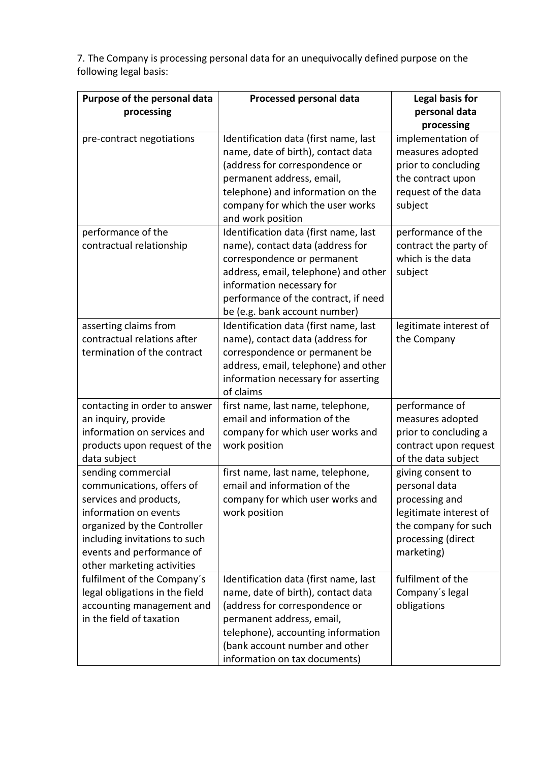7. The Company is processing personal data for an unequivocally defined purpose on the following legal basis:

| Purpose of the personal data processing | Processed personal data | Legal basis for personal data processing |
| --- | --- | --- |
| pre-contract negotiations | Identification data (first name, last name, date of birth), contact data (address for correspondence or permanent address, email, telephone) and information on the company for which the user works and work position | implementation of measures adopted prior to concluding the contract upon request of the data subject |
| performance of the contractual relationship | Identification data (first name, last name), contact data (address for correspondence or permanent address, email, telephone) and other information necessary for performance of the contract, if need be (e.g. bank account number) | performance of the contract the party of which is the data subject |
| asserting claims from contractual relations after termination of the contract | Identification data (first name, last name), contact data (address for correspondence or permanent be address, email, telephone) and other information necessary for asserting of claims | legitimate interest of the Company |
| contacting in order to answer an inquiry, provide information on services and products upon request of the data subject | first name, last name, telephone, email and information of the company for which user works and work position | performance of measures adopted prior to concluding a contract upon request of the data subject |
| sending commercial communications, offers of services and products, information on events organized by the Controller including invitations to such events and performance of other marketing activities | first name, last name, telephone, email and information of the company for which user works and work position | giving consent to personal data processing and legitimate interest of the company for such processing (direct marketing) |
| fulfilment of the Company´s legal obligations in the field accounting management and in the field of taxation | Identification data (first name, last name, date of birth), contact data (address for correspondence or permanent address, email, telephone), accounting information (bank account number and other information on tax documents) | fulfilment of the Company´s legal obligations |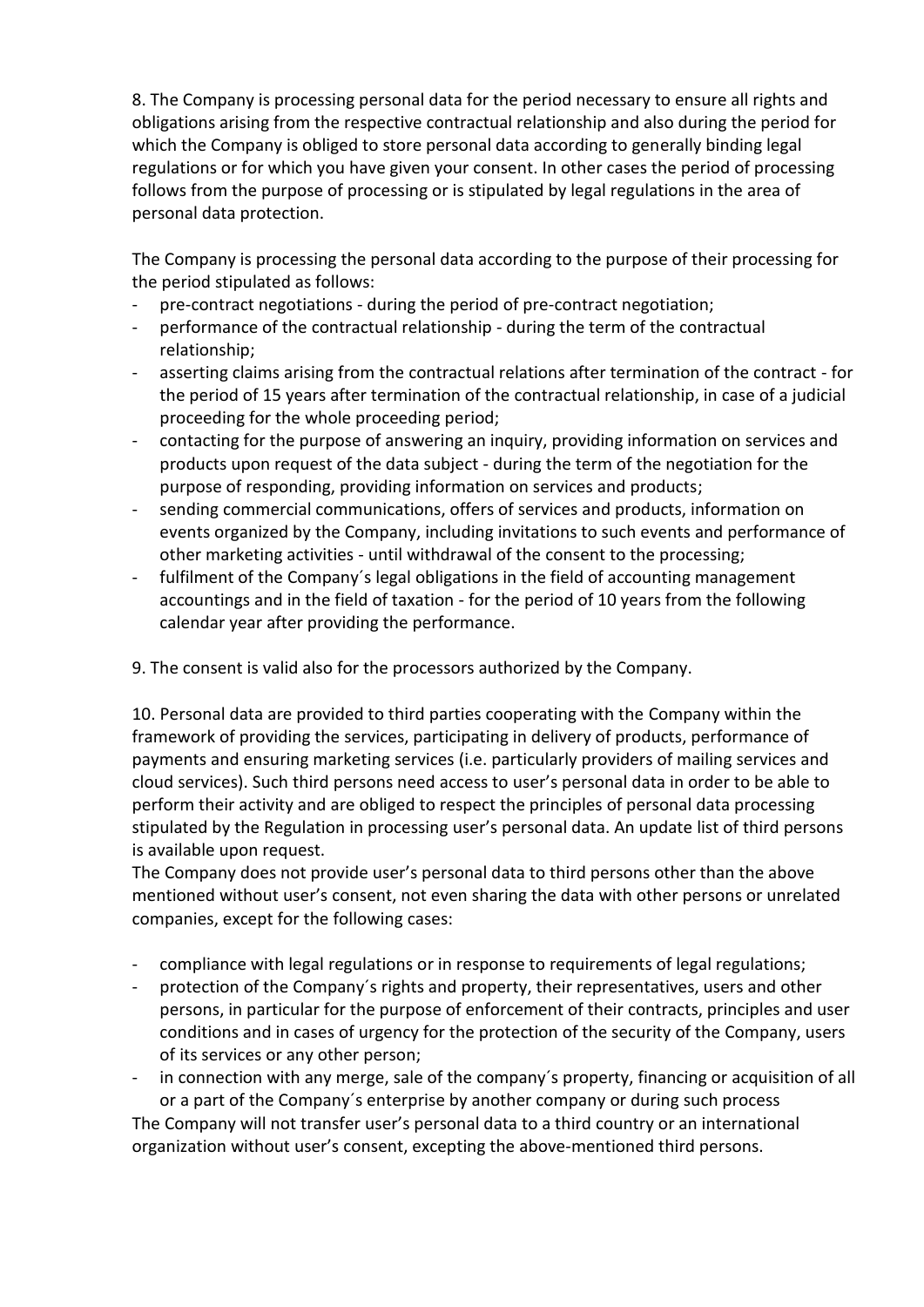8. The Company is processing personal data for the period necessary to ensure all rights and obligations arising from the respective contractual relationship and also during the period for which the Company is obliged to store personal data according to generally binding legal regulations or for which you have given your consent. In other cases the period of processing follows from the purpose of processing or is stipulated by legal regulations in the area of personal data protection.

The Company is processing the personal data according to the purpose of their processing for the period stipulated as follows:

- pre-contract negotiations - during the period of pre-contract negotiation;
- performance of the contractual relationship - during the term of the contractual relationship;
- asserting claims arising from the contractual relations after termination of the contract - for the period of 15 years after termination of the contractual relationship, in case of a judicial proceeding for the whole proceeding period;
- contacting for the purpose of answering an inquiry, providing information on services and products upon request of the data subject - during the term of the negotiation for the purpose of responding, providing information on services and products;
- sending commercial communications, offers of services and products, information on events organized by the Company, including invitations to such events and performance of other marketing activities - until withdrawal of the consent to the processing;
- fulfilment of the Company´s legal obligations in the field of accounting management accountings and in the field of taxation - for the period of 10 years from the following calendar year after providing the performance.

9. The consent is valid also for the processors authorized by the Company.

10. Personal data are provided to third parties cooperating with the Company within the framework of providing the services, participating in delivery of products, performance of payments and ensuring marketing services (i.e. particularly providers of mailing services and cloud services). Such third persons need access to user's personal data in order to be able to perform their activity and are obliged to respect the principles of personal data processing stipulated by the Regulation in processing user's personal data. An update list of third persons is available upon request.

The Company does not provide user's personal data to third persons other than the above mentioned without user's consent, not even sharing the data with other persons or unrelated companies, except for the following cases:

- compliance with legal regulations or in response to requirements of legal regulations;
- protection of the Company´s rights and property, their representatives, users and other persons, in particular for the purpose of enforcement of their contracts, principles and user conditions and in cases of urgency for the protection of the security of the Company, users of its services or any other person;
- in connection with any merge, sale of the company´s property, financing or acquisition of all or a part of the Company´s enterprise by another company or during such process

The Company will not transfer user's personal data to a third country or an international organization without user's consent, excepting the above-mentioned third persons.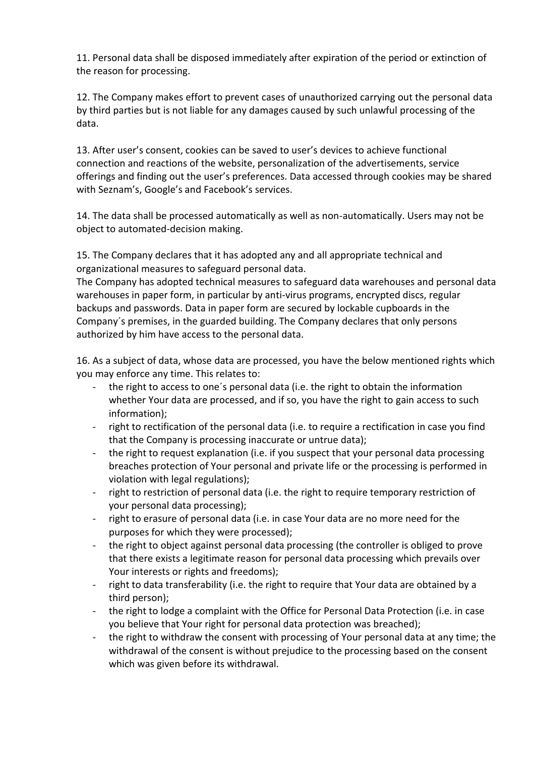11. Personal data shall be disposed immediately after expiration of the period or extinction of the reason for processing.

12. The Company makes effort to prevent cases of unauthorized carrying out the personal data by third parties but is not liable for any damages caused by such unlawful processing of the data.

13. After user's consent, cookies can be saved to user's devices to achieve functional connection and reactions of the website, personalization of the advertisements, service offerings and finding out the user's preferences. Data accessed through cookies may be shared with Seznam's, Google's and Facebook's services.

14. The data shall be processed automatically as well as non-automatically. Users may not be object to automated-decision making.

15. The Company declares that it has adopted any and all appropriate technical and organizational measures to safeguard personal data.
The Company has adopted technical measures to safeguard data warehouses and personal data warehouses in paper form, in particular by anti-virus programs, encrypted discs, regular backups and passwords. Data in paper form are secured by lockable cupboards in the Company´s premises, in the guarded building. The Company declares that only persons authorized by him have access to the personal data.

16. As a subject of data, whose data are processed, you have the below mentioned rights which you may enforce any time. This relates to:

- the right to access to one´s personal data (i.e. the right to obtain the information whether Your data are processed, and if so, you have the right to gain access to such information);
- right to rectification of the personal data (i.e. to require a rectification in case you find that the Company is processing inaccurate or untrue data);
- the right to request explanation (i.e. if you suspect that your personal data processing breaches protection of Your personal and private life or the processing is performed in violation with legal regulations);
- right to restriction of personal data (i.e. the right to require temporary restriction of your personal data processing);
- right to erasure of personal data (i.e. in case Your data are no more need for the purposes for which they were processed);
- the right to object against personal data processing (the controller is obliged to prove that there exists a legitimate reason for personal data processing which prevails over Your interests or rights and freedoms);
- right to data transferability (i.e. the right to require that Your data are obtained by a third person);
- the right to lodge a complaint with the Office for Personal Data Protection (i.e. in case you believe that Your right for personal data protection was breached);
- the right to withdraw the consent with processing of Your personal data at any time; the withdrawal of the consent is without prejudice to the processing based on the consent which was given before its withdrawal.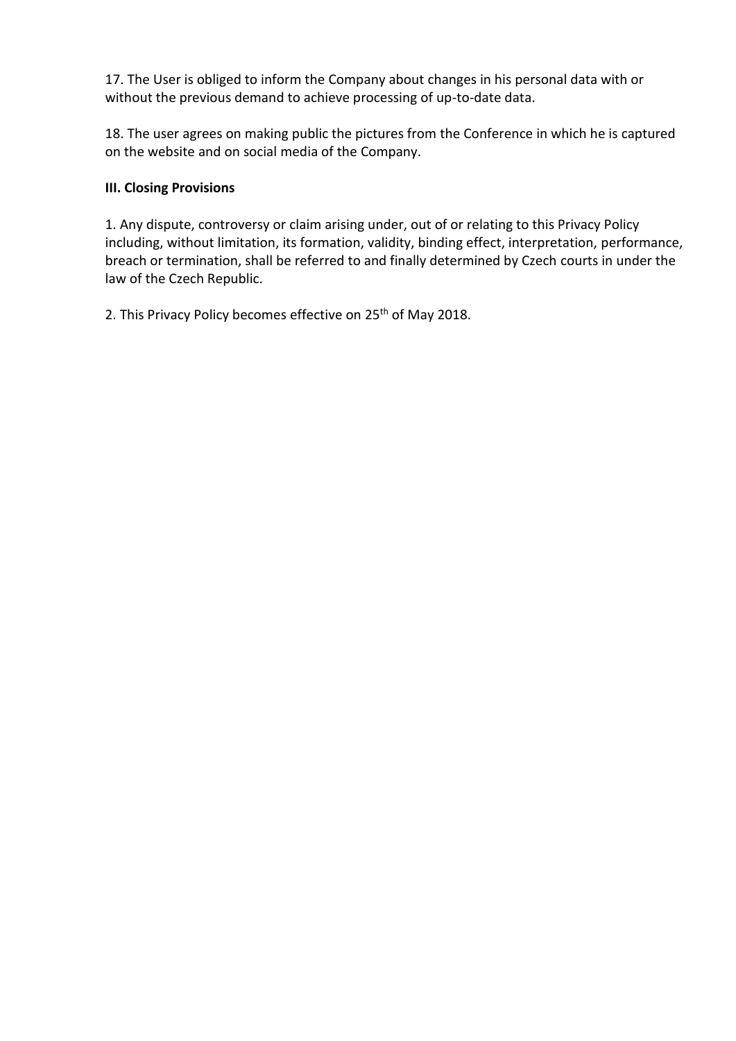17. The User is obliged to inform the Company about changes in his personal data with or without the previous demand to achieve processing of up-to-date data.

18. The user agrees on making public the pictures from the Conference in which he is captured on the website and on social media of the Company.

**III. Closing Provisions**

1. Any dispute, controversy or claim arising under, out of or relating to this Privacy Policy including, without limitation, its formation, validity, binding effect, interpretation, performance, breach or termination, shall be referred to and finally determined by Czech courts in under the law of the Czech Republic.

2. This Privacy Policy becomes effective on 25th of May 2018.